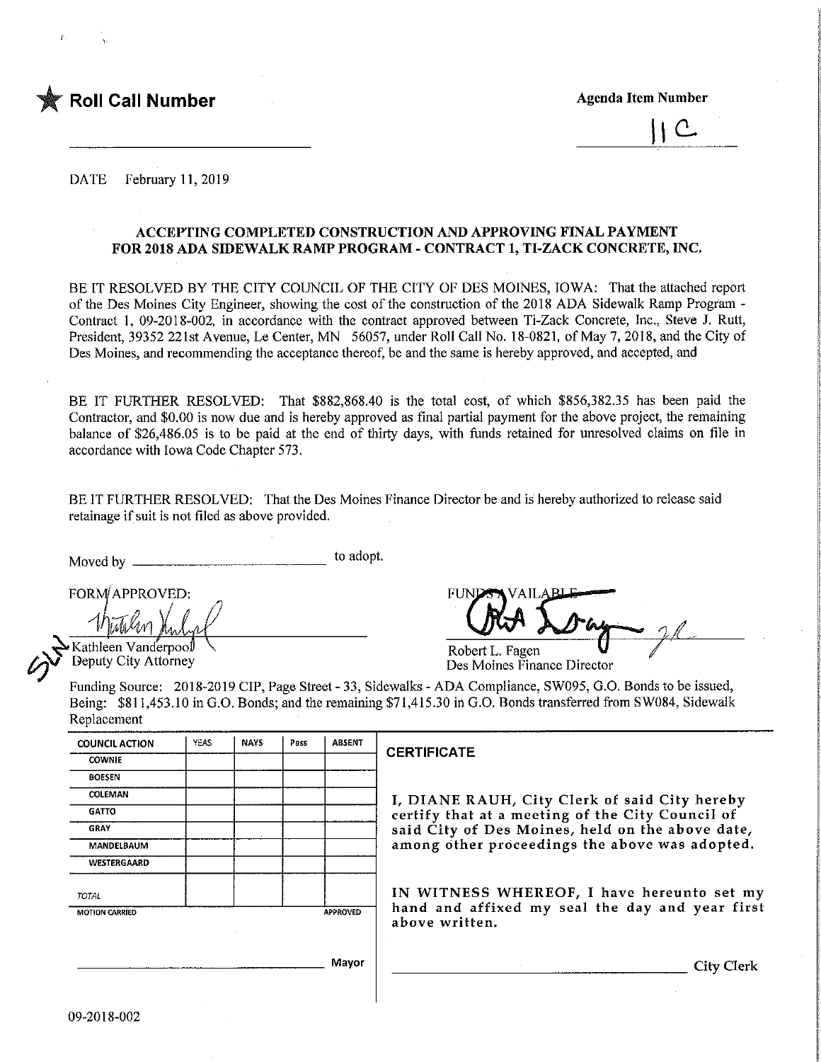★ **Roll Call Number** ____________________

**Agenda Item Number**

11C

DATE February 11, 2019

**ACCEPTING COMPLETED CONSTRUCTION AND APPROVING FINAL PAYMENT FOR 2018 ADA SIDEWALK RAMP PROGRAM - CONTRACT 1, TI-ZACK CONCRETE, INC.**

BE IT RESOLVED BY THE CITY COUNCIL OF THE CITY OF DES MOINES, IOWA: That the attached report of the Des Moines City Engineer, showing the cost of the construction of the 2018 ADA Sidewalk Ramp Program - Contract 1, 09-2018-002, in accordance with the contract approved between Ti-Zack Concrete, Inc., Steve J. Rutt, President, 39352 221st Avenue, Le Center, MN 56057, under Roll Call No. 18-0821, of May 7, 2018, and the City of Des Moines, and recommending the acceptance thereof, be and the same is hereby approved, and accepted, and

BE IT FURTHER RESOLVED: That $882,868.40 is the total cost, of which $856,382.35 has been paid the Contractor, and $0.00 is now due and is hereby approved as final partial payment for the above project, the remaining balance of $26,486.05 is to be paid at the end of thirty days, with funds retained for unresolved claims on file in accordance with Iowa Code Chapter 573.

BE IT FURTHER RESOLVED: That the Des Moines Finance Director be and is hereby authorized to release said retainage if suit is not filed as above provided.

Moved by ____________________ to adopt.

FORM APPROVED:

Kathleen Vanderpool
Deputy City Attorney

FUNDS AVAILABLE

Robert L. Fagen
Des Moines Finance Director

Funding Source: 2018-2019 CIP, Page Street - 33, Sidewalks - ADA Compliance, SW095, G.O. Bonds to be issued, Being: $811,453.10 in G.O. Bonds; and the remaining $71,415.30 in G.O. Bonds transferred from SW084, Sidewalk Replacement

| COUNCIL ACTION | YEAS | NAYS | Pass | ABSENT |
|---|---|---|---|---|
| COWNIE | | | | |
| BOESEN | | | | |
| COLEMAN | | | | |
| GATTO | | | | |
| GRAY | | | | |
| MANDELBAUM | | | | |
| WESTERGAARD | | | | |
| TOTAL | | | | |
| MOTION CARRIED | | | | APPROVED |

____________________ Mayor

**CERTIFICATE**

I, DIANE RAUH, City Clerk of said City hereby certify that at a meeting of the City Council of said City of Des Moines, held on the above date, among other proceedings the above was adopted.

IN WITNESS WHEREOF, I have hereunto set my hand and affixed my seal the day and year first above written.

____________________ City Clerk

09-2018-002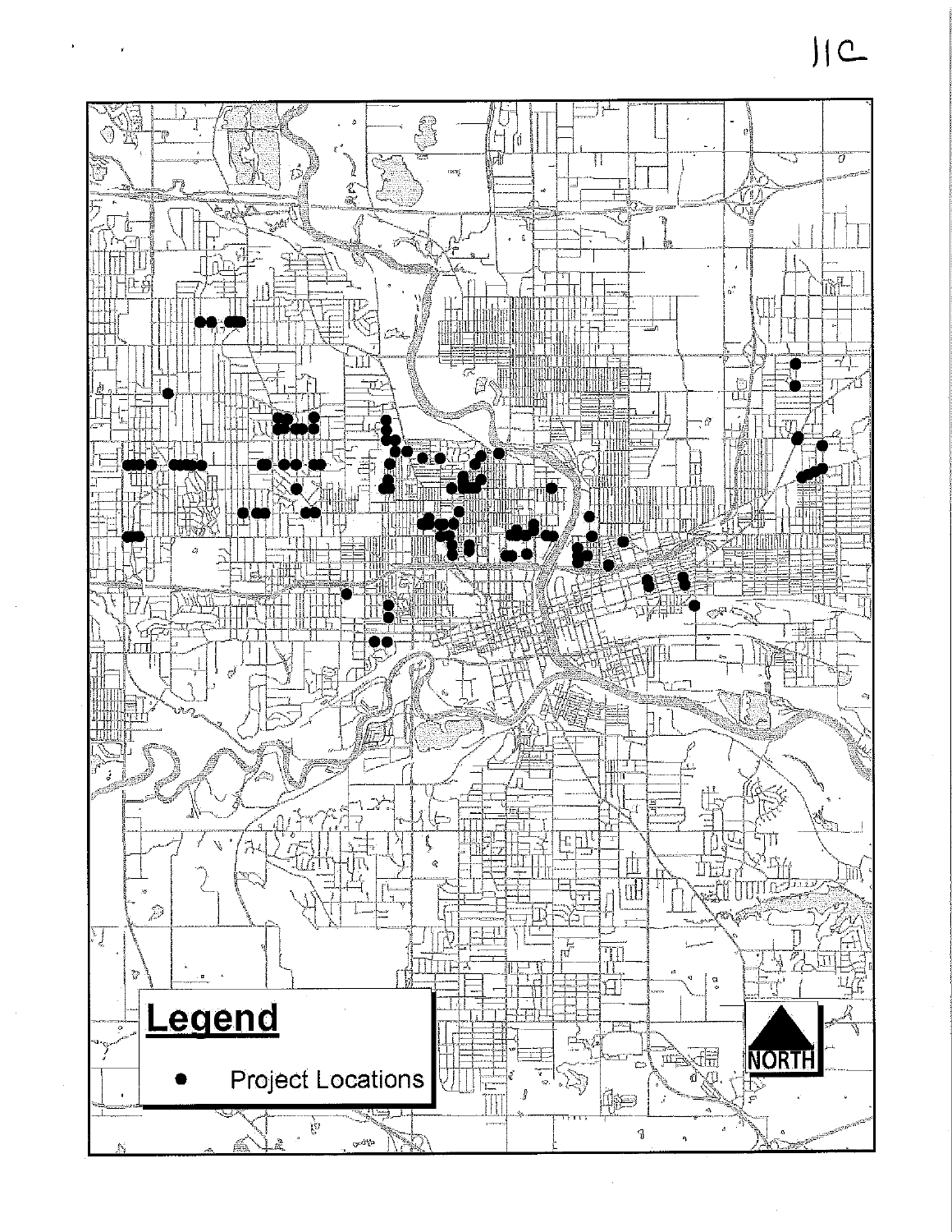11c

## Legend

- ● Project Locations

NORTH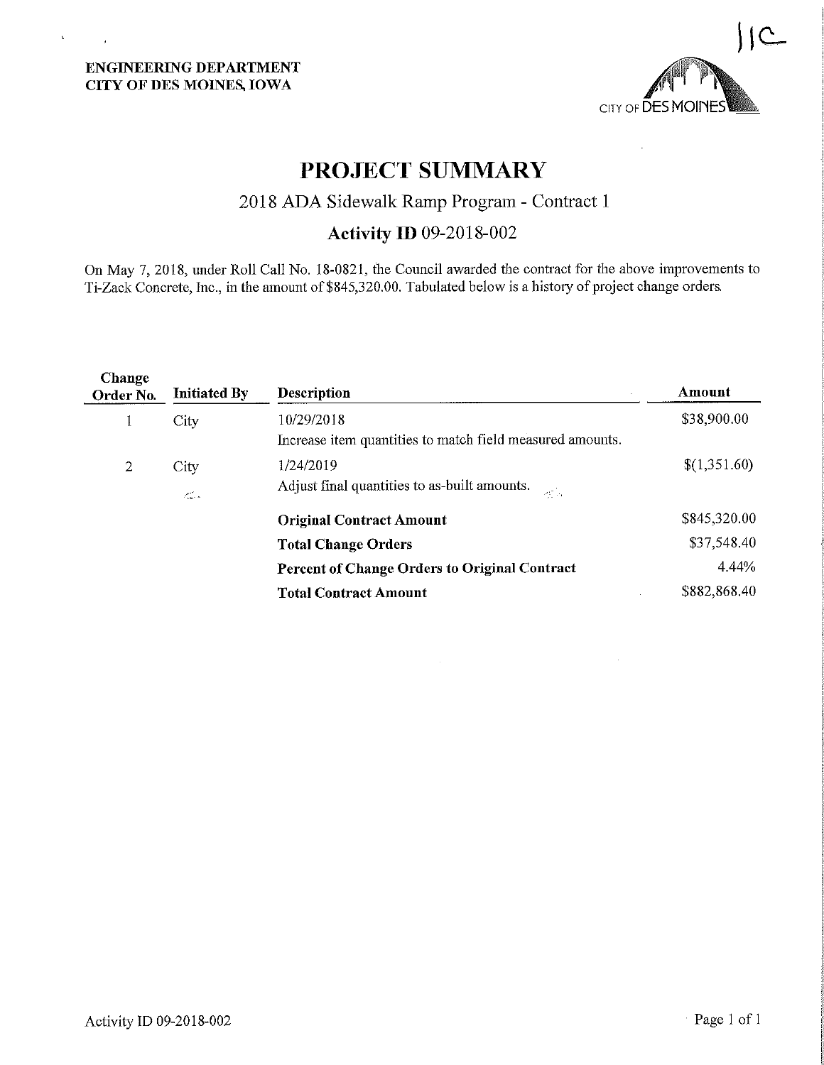11C

**ENGINEERING DEPARTMENT**
**CITY OF DES MOINES, IOWA**

CITY OF DES MOINES

# PROJECT SUMMARY

## 2018 ADA Sidewalk Ramp Program - Contract 1

### Activity ID 09-2018-002

On May 7, 2018, under Roll Call No. 18-0821, the Council awarded the contract for the above improvements to Ti-Zack Concrete, Inc., in the amount of $845,320.00. Tabulated below is a history of project change orders.

| Change Order No. | Initiated By | Description | Amount |
|---|---|---|---|
| 1 | City | 10/29/2018<br>Increase item quantities to match field measured amounts. | $38,900.00 |
| 2 | City | 1/24/2019<br>Adjust final quantities to as-built amounts. | $(1,351.60) |
| | | **Original Contract Amount** | $845,320.00 |
| | | **Total Change Orders** | $37,548.40 |
| | | **Percent of Change Orders to Original Contract** | 4.44% |
| | | **Total Contract Amount** | $882,868.40 |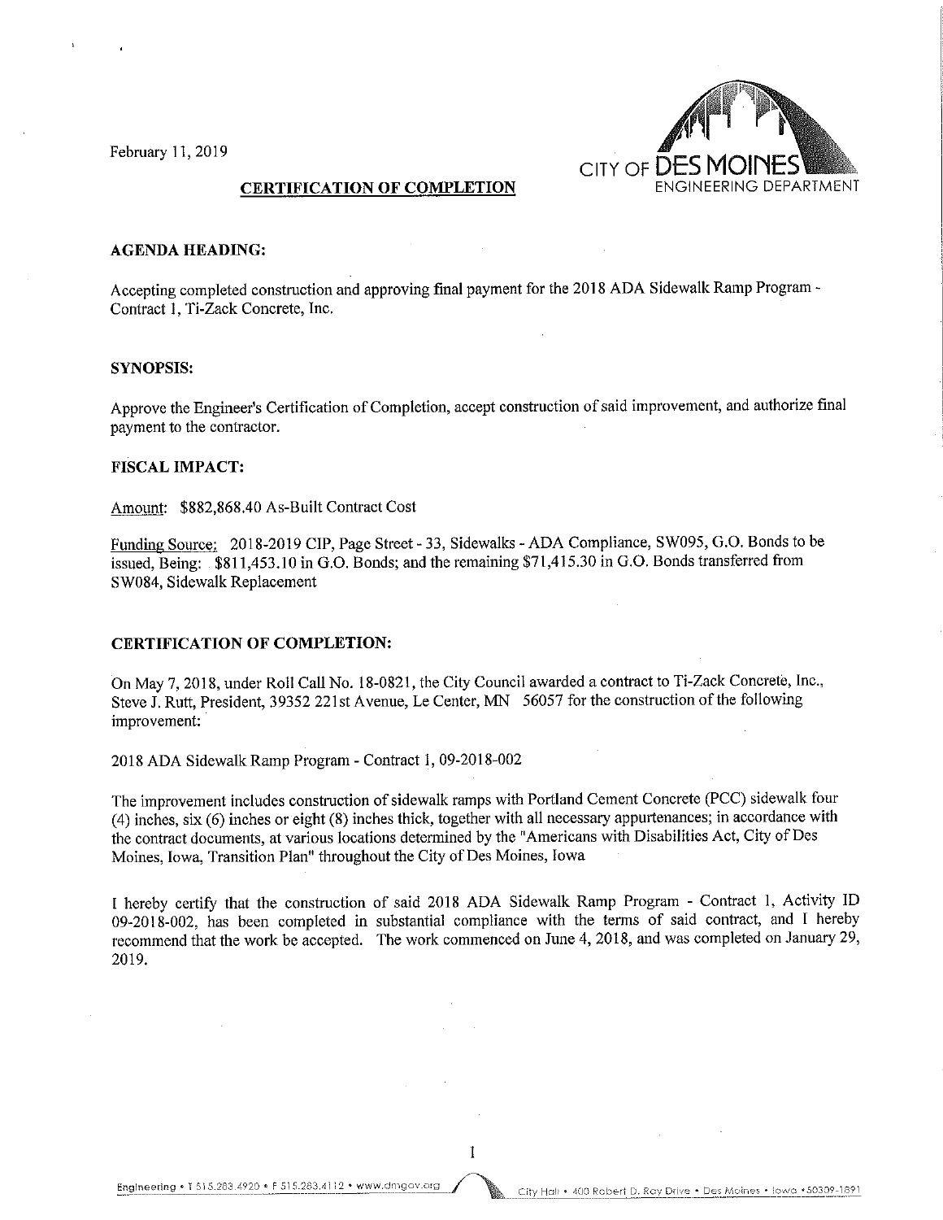February 11, 2019

CITY OF DES MOINES
ENGINEERING DEPARTMENT

## CERTIFICATION OF COMPLETION

**AGENDA HEADING:**

Accepting completed construction and approving final payment for the 2018 ADA Sidewalk Ramp Program - Contract 1, Ti-Zack Concrete, Inc.

**SYNOPSIS:**

Approve the Engineer's Certification of Completion, accept construction of said improvement, and authorize final payment to the contractor.

**FISCAL IMPACT:**

Amount: $882,868.40 As-Built Contract Cost

Funding Source: 2018-2019 CIP, Page Street - 33, Sidewalks - ADA Compliance, SW095, G.O. Bonds to be issued, Being: $811,453.10 in G.O. Bonds; and the remaining $71,415.30 in G.O. Bonds transferred from SW084, Sidewalk Replacement

**CERTIFICATION OF COMPLETION:**

On May 7, 2018, under Roll Call No. 18-0821, the City Council awarded a contract to Ti-Zack Concrete, Inc., Steve J. Rutt, President, 39352 221st Avenue, Le Center, MN 56057 for the construction of the following improvement:

2018 ADA Sidewalk Ramp Program - Contract 1, 09-2018-002

The improvement includes construction of sidewalk ramps with Portland Cement Concrete (PCC) sidewalk four (4) inches, six (6) inches or eight (8) inches thick, together with all necessary appurtenances; in accordance with the contract documents, at various locations determined by the "Americans with Disabilities Act, City of Des Moines, Iowa, Transition Plan" throughout the City of Des Moines, Iowa

I hereby certify that the construction of said 2018 ADA Sidewalk Ramp Program - Contract 1, Activity ID 09-2018-002, has been completed in substantial compliance with the terms of said contract, and I hereby recommend that the work be accepted. The work commenced on June 4, 2018, and was completed on January 29, 2019.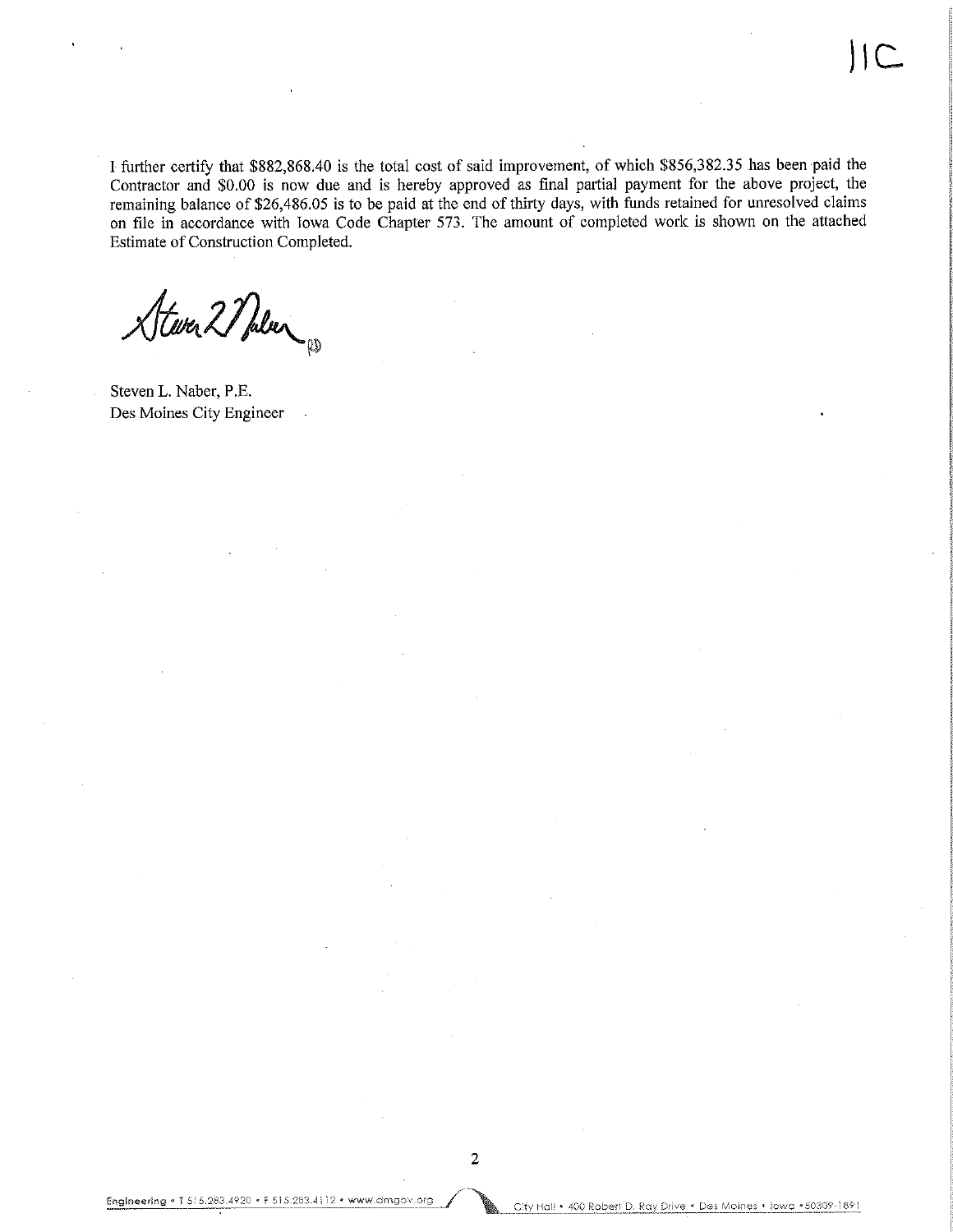11C

I further certify that $882,868.40 is the total cost of said improvement, of which $856,382.35 has been paid the Contractor and $0.00 is now due and is hereby approved as final partial payment for the above project, the remaining balance of $26,486.05 is to be paid at the end of thirty days, with funds retained for unresolved claims on file in accordance with Iowa Code Chapter 573. The amount of completed work is shown on the attached Estimate of Construction Completed.

Steven L. Naber, P.E.
Des Moines City Engineer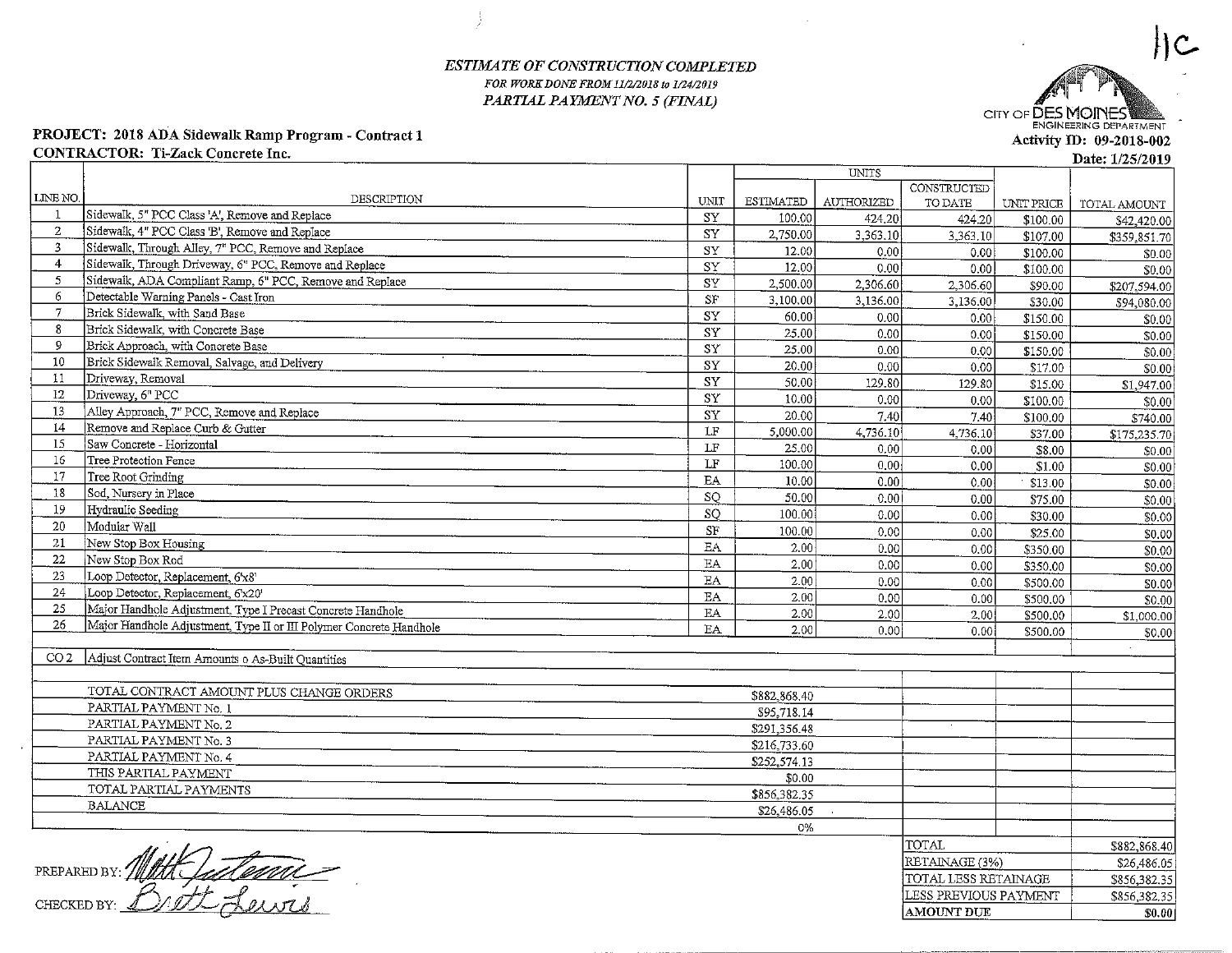11C

***ESTIMATE OF CONSTRUCTION COMPLETED***
***FOR WORK DONE FROM 11/2/2018 to 1/24/2019***
***PARTIAL PAYMENT NO. 5 (FINAL)***

CITY OF DES MOINES ENGINEERING DEPARTMENT

**Activity ID: 09-2018-002**

**PROJECT: 2018 ADA Sidewalk Ramp Program - Contract 1**
**CONTRACTOR: Ti-Zack Concrete Inc.**

**Date: 1/25/2019**

| LINE NO. | DESCRIPTION | UNIT | UNITS | | | UNIT PRICE | TOTAL AMOUNT |
|---|---|---|---|---|---|---|---|
| | | | ESTIMATED | AUTHORIZED | CONSTRUCTED TO DATE | | |
| 1 | Sidewalk, 5" PCC Class 'A', Remove and Replace | SY | 100.00 | 424.20 | 424.20 | $100.00 | $42,420.00 |
| 2 | Sidewalk, 4" PCC Class 'B', Remove and Replace | SY | 2,750.00 | 3,363.10 | 3,363.10 | $107.00 | $359,851.70 |
| 3 | Sidewalk, Through Alley, 7" PCC, Remove and Replace | SY | 12.00 | 0.00 | 0.00 | $100.00 | $0.00 |
| 4 | Sidewalk, Through Driveway, 6" PCC, Remove and Replace | SY | 12.00 | 0.00 | 0.00 | $100.00 | $0.00 |
| 5 | Sidewalk, ADA Compliant Ramp, 6" PCC, Remove and Replace | SY | 2,500.00 | 2,306.60 | 2,306.60 | $90.00 | $207,594.00 |
| 6 | Detectable Warning Panels - Cast Iron | SF | 3,100.00 | 3,136.00 | 3,136.00 | $30.00 | $94,080.00 |
| 7 | Brick Sidewalk, with Sand Base | SY | 60.00 | 0.00 | 0.00 | $150.00 | $0.00 |
| 8 | Brick Sidewalk, with Concrete Base | SY | 25.00 | 0.00 | 0.00 | $150.00 | $0.00 |
| 9 | Brick Approach, with Concrete Base | SY | 25.00 | 0.00 | 0.00 | $150.00 | $0.00 |
| 10 | Brick Sidewalk Removal, Salvage, and Delivery | SY | 20.00 | 0.00 | 0.00 | $17.00 | $0.00 |
| 11 | Driveway, Removal | SY | 50.00 | 129.80 | 129.80 | $15.00 | $1,947.00 |
| 12 | Driveway, 6" PCC | SY | 10.00 | 0.00 | 0.00 | $100.00 | $0.00 |
| 13 | Alley Approach, 7" PCC, Remove and Replace | SY | 20.00 | 7.40 | 7.40 | $100.00 | $740.00 |
| 14 | Remove and Replace Curb & Gutter | LF | 5,000.00 | 4,736.10 | 4,736.10 | $37.00 | $175,235.70 |
| 15 | Saw Concrete - Horizontal | LF | 25.00 | 0.00 | 0.00 | $8.00 | $0.00 |
| 16 | Tree Protection Fence | LF | 100.00 | 0.00 | 0.00 | $1.00 | $0.00 |
| 17 | Tree Root Grinding | EA | 10.00 | 0.00 | 0.00 | $13.00 | $0.00 |
| 18 | Sod, Nursery in Place | SQ | 50.00 | 0.00 | 0.00 | $75.00 | $0.00 |
| 19 | Hydraulic Seeding | SQ | 100.00 | 0.00 | 0.00 | $30.00 | $0.00 |
| 20 | Modular Wall | SF | 100.00 | 0.00 | 0.00 | $25.00 | $0.00 |
| 21 | New Stop Box Housing | EA | 2.00 | 0.00 | 0.00 | $350.00 | $0.00 |
| 22 | New Stop Box Rod | EA | 2.00 | 0.00 | 0.00 | $350.00 | $0.00 |
| 23 | Loop Detector, Replacement, 6'x8' | EA | 2.00 | 0.00 | 0.00 | $500.00 | $0.00 |
| 24 | Loop Detector, Replacement, 6'x20' | EA | 2.00 | 0.00 | 0.00 | $500.00 | $0.00 |
| 25 | Major Handhole Adjustment, Type I Precast Concrete Handhole | EA | 2.00 | 2.00 | 2.00 | $500.00 | $1,000.00 |
| 26 | Major Handhole Adjustment, Type II or III Polymer Concrete Handhole | EA | 2.00 | 0.00 | 0.00 | $500.00 | $0.00 |
| | | | | | | | |
| CO 2 | Adjust Contract Item Amounts o As-Built Quantities | | | | | | |
| | | | | | | | |
| | TOTAL CONTRACT AMOUNT PLUS CHANGE ORDERS | | $882,868.40 | | | | |
| | PARTIAL PAYMENT No. 1 | | $95,718.14 | | | | |
| | PARTIAL PAYMENT No. 2 | | $291,356.48 | | | | |
| | PARTIAL PAYMENT No. 3 | | $216,733.60 | | | | |
| | PARTIAL PAYMENT No. 4 | | $252,574.13 | | | | |
| | THIS PARTIAL PAYMENT | | $0.00 | | | | |
| | TOTAL PARTIAL PAYMENTS | | $856,382.35 | | | | |
| | BALANCE | | $26,486.05 | | | | |
| | | | 0% | | | | |

| | |
|---|---|
| TOTAL | $882,868.40 |
| RETAINAGE (3%) | $26,486.05 |
| TOTAL LESS RETAINAGE | $856,382.35 |
| LESS PREVIOUS PAYMENT | $856,382.35 |
| **AMOUNT DUE** | **$0.00** |

PREPARED BY: Matt Tutenor

CHECKED BY: Brett Lewis